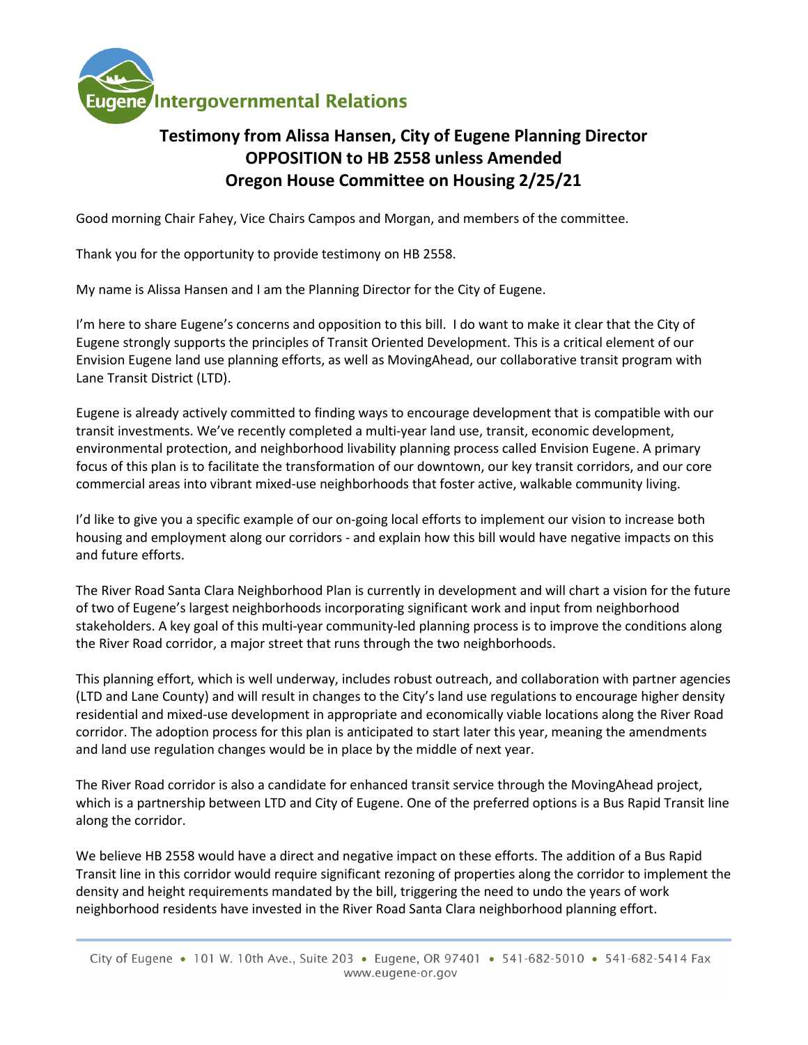Eugene Intergovernmental Relations

# Testimony from Alissa Hansen, City of Eugene Planning Director
# OPPOSITION to HB 2558 unless Amended
# Oregon House Committee on Housing 2/25/21

Good morning Chair Fahey, Vice Chairs Campos and Morgan, and members of the committee.

Thank you for the opportunity to provide testimony on HB 2558.

My name is Alissa Hansen and I am the Planning Director for the City of Eugene.

I'm here to share Eugene's concerns and opposition to this bill. I do want to make it clear that the City of Eugene strongly supports the principles of Transit Oriented Development. This is a critical element of our Envision Eugene land use planning efforts, as well as MovingAhead, our collaborative transit program with Lane Transit District (LTD).

Eugene is already actively committed to finding ways to encourage development that is compatible with our transit investments. We've recently completed a multi-year land use, transit, economic development, environmental protection, and neighborhood livability planning process called Envision Eugene. A primary focus of this plan is to facilitate the transformation of our downtown, our key transit corridors, and our core commercial areas into vibrant mixed-use neighborhoods that foster active, walkable community living.

I'd like to give you a specific example of our on-going local efforts to implement our vision to increase both housing and employment along our corridors - and explain how this bill would have negative impacts on this and future efforts.

The River Road Santa Clara Neighborhood Plan is currently in development and will chart a vision for the future of two of Eugene's largest neighborhoods incorporating significant work and input from neighborhood stakeholders. A key goal of this multi-year community-led planning process is to improve the conditions along the River Road corridor, a major street that runs through the two neighborhoods.

This planning effort, which is well underway, includes robust outreach, and collaboration with partner agencies (LTD and Lane County) and will result in changes to the City's land use regulations to encourage higher density residential and mixed-use development in appropriate and economically viable locations along the River Road corridor. The adoption process for this plan is anticipated to start later this year, meaning the amendments and land use regulation changes would be in place by the middle of next year.

The River Road corridor is also a candidate for enhanced transit service through the MovingAhead project, which is a partnership between LTD and City of Eugene. One of the preferred options is a Bus Rapid Transit line along the corridor.

We believe HB 2558 would have a direct and negative impact on these efforts. The addition of a Bus Rapid Transit line in this corridor would require significant rezoning of properties along the corridor to implement the density and height requirements mandated by the bill, triggering the need to undo the years of work neighborhood residents have invested in the River Road Santa Clara neighborhood planning effort.

City of Eugene • 101 W. 10th Ave., Suite 203 • Eugene, OR 97401 • 541-682-5010 • 541-682-5414 Fax
www.eugene-or.gov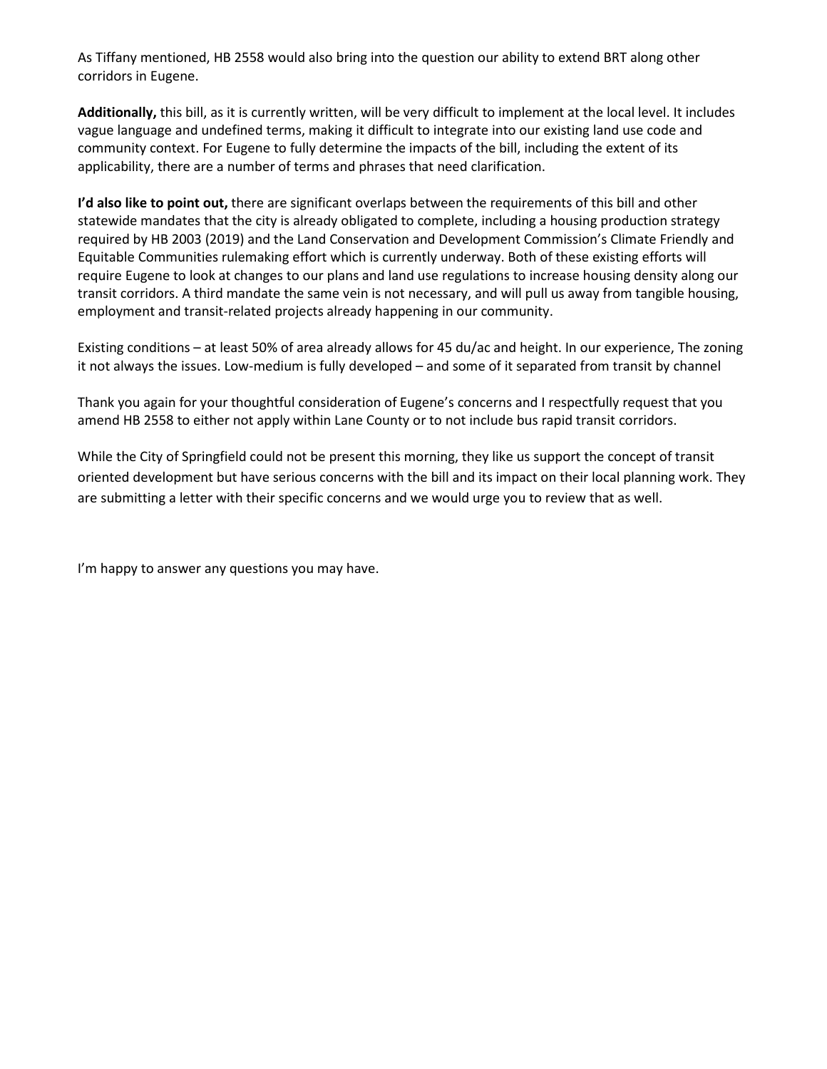As Tiffany mentioned, HB 2558 would also bring into the question our ability to extend BRT along other corridors in Eugene.

**Additionally,** this bill, as it is currently written, will be very difficult to implement at the local level. It includes vague language and undefined terms, making it difficult to integrate into our existing land use code and community context. For Eugene to fully determine the impacts of the bill, including the extent of its applicability, there are a number of terms and phrases that need clarification.

**I'd also like to point out,** there are significant overlaps between the requirements of this bill and other statewide mandates that the city is already obligated to complete, including a housing production strategy required by HB 2003 (2019) and the Land Conservation and Development Commission's Climate Friendly and Equitable Communities rulemaking effort which is currently underway. Both of these existing efforts will require Eugene to look at changes to our plans and land use regulations to increase housing density along our transit corridors. A third mandate the same vein is not necessary, and will pull us away from tangible housing, employment and transit-related projects already happening in our community.

Existing conditions – at least 50% of area already allows for 45 du/ac and height. In our experience, The zoning it not always the issues. Low-medium is fully developed – and some of it separated from transit by channel

Thank you again for your thoughtful consideration of Eugene's concerns and I respectfully request that you amend HB 2558 to either not apply within Lane County or to not include bus rapid transit corridors.

While the City of Springfield could not be present this morning, they like us support the concept of transit oriented development but have serious concerns with the bill and its impact on their local planning work. They are submitting a letter with their specific concerns and we would urge you to review that as well.

I'm happy to answer any questions you may have.